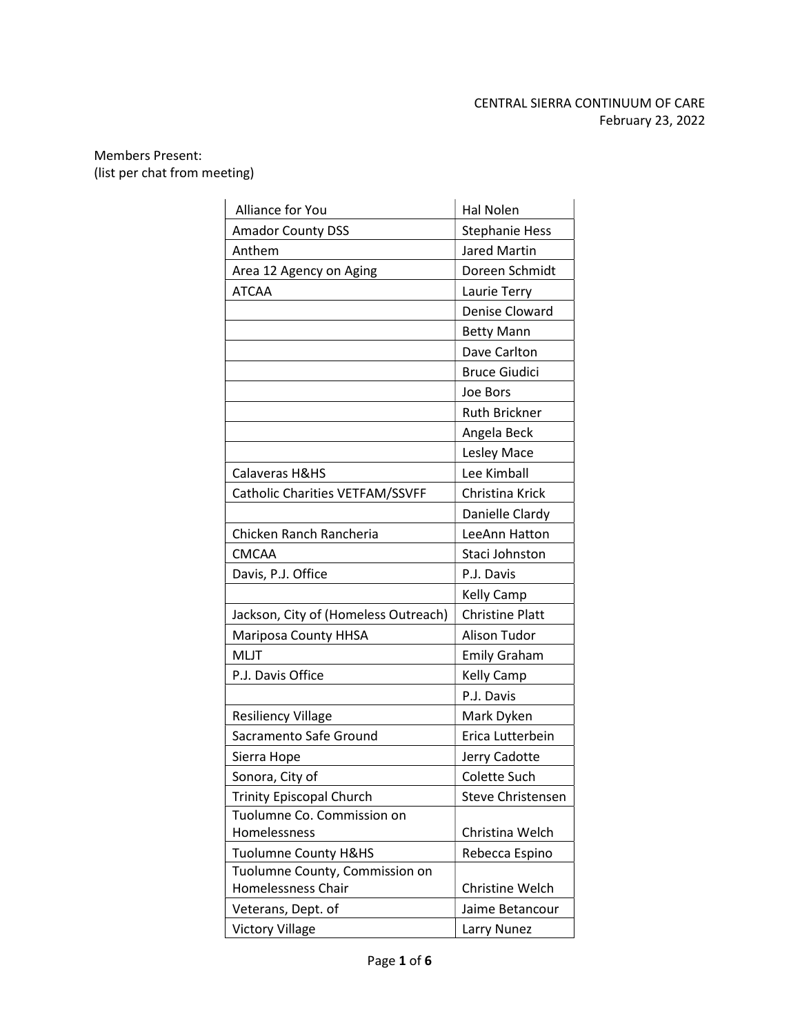CENTRAL SIERRA CONTINUUM OF CARE
February 23, 2022

Members Present:
(list per chat from meeting)

| | |
|---|---|
| Alliance for You | Hal Nolen |
| Amador County DSS | Stephanie Hess |
| Anthem | Jared Martin |
| Area 12 Agency on Aging | Doreen Schmidt |
| ATCAA | Laurie Terry |
| | Denise Cloward |
| | Betty Mann |
| | Dave Carlton |
| | Bruce Giudici |
| | Joe Bors |
| | Ruth Brickner |
| | Angela Beck |
| | Lesley Mace |
| Calaveras H&HS | Lee Kimball |
| Catholic Charities VETFAM/SSVFF | Christina Krick |
| | Danielle Clardy |
| Chicken Ranch Rancheria | LeeAnn Hatton |
| CMCAA | Staci Johnston |
| Davis, P.J. Office | P.J. Davis |
| | Kelly Camp |
| Jackson, City of (Homeless Outreach) | Christine Platt |
| Mariposa County HHSA | Alison Tudor |
| MLJT | Emily Graham |
| P.J. Davis Office | Kelly Camp |
| | P.J. Davis |
| Resiliency Village | Mark Dyken |
| Sacramento Safe Ground | Erica Lutterbein |
| Sierra Hope | Jerry Cadotte |
| Sonora, City of | Colette Such |
| Trinity Episcopal Church | Steve Christensen |
| Tuolumne Co. Commission on Homelessness | Christina Welch |
| Tuolumne County H&HS | Rebecca Espino |
| Tuolumne County, Commission on Homelessness Chair | Christine Welch |
| Veterans, Dept. of | Jaime Betancour |
| Victory Village | Larry Nunez |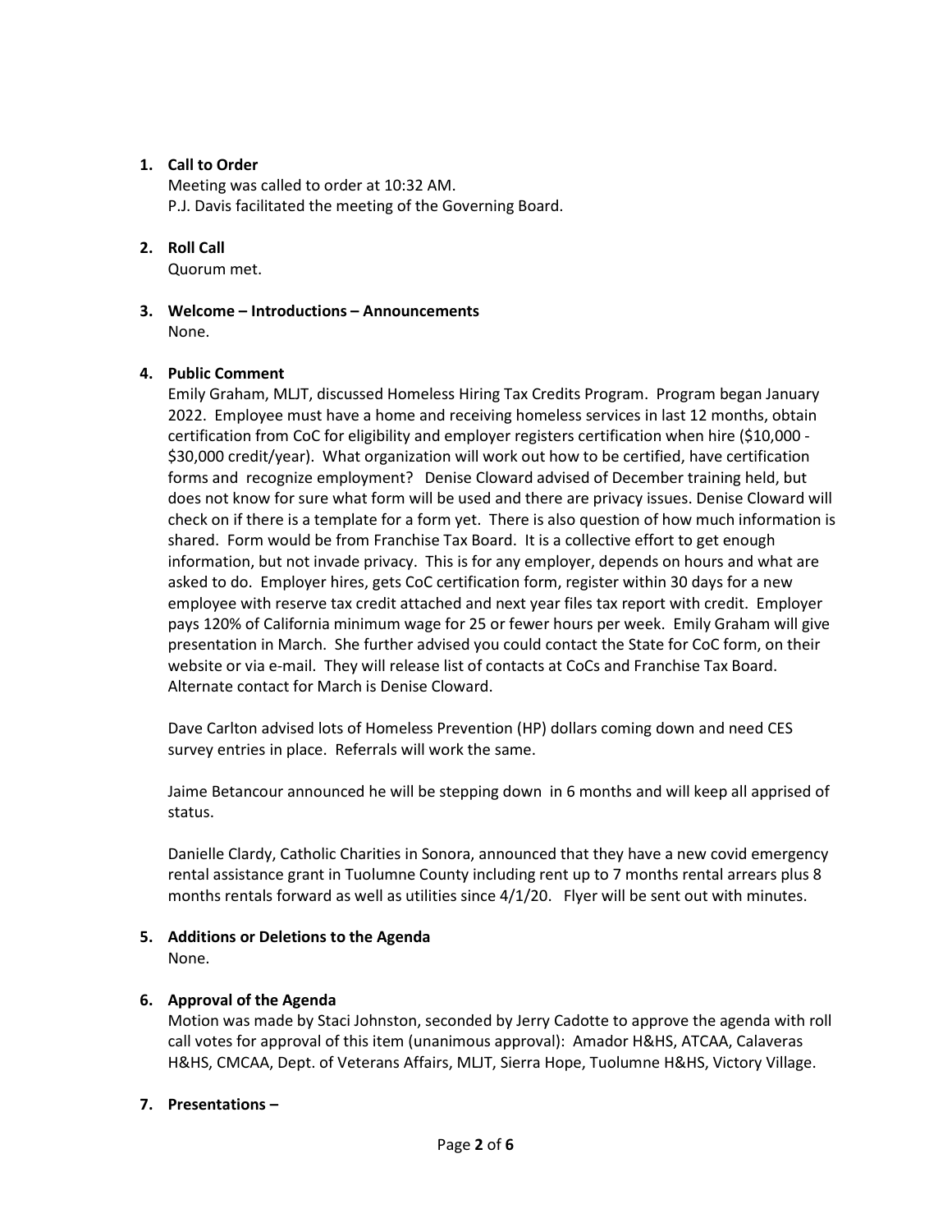1. **Call to Order**

   Meeting was called to order at 10:32 AM.
   P.J. Davis facilitated the meeting of the Governing Board.

2. **Roll Call**

   Quorum met.

3. **Welcome – Introductions – Announcements**

   None.

4. **Public Comment**

   Emily Graham, MLJT, discussed Homeless Hiring Tax Credits Program. Program began January 2022. Employee must have a home and receiving homeless services in last 12 months, obtain certification from CoC for eligibility and employer registers certification when hire ($10,000 - $30,000 credit/year). What organization will work out how to be certified, have certification forms and recognize employment? Denise Cloward advised of December training held, but does not know for sure what form will be used and there are privacy issues. Denise Cloward will check on if there is a template for a form yet. There is also question of how much information is shared. Form would be from Franchise Tax Board. It is a collective effort to get enough information, but not invade privacy. This is for any employer, depends on hours and what are asked to do. Employer hires, gets CoC certification form, register within 30 days for a new employee with reserve tax credit attached and next year files tax report with credit. Employer pays 120% of California minimum wage for 25 or fewer hours per week. Emily Graham will give presentation in March. She further advised you could contact the State for CoC form, on their website or via e-mail. They will release list of contacts at CoCs and Franchise Tax Board. Alternate contact for March is Denise Cloward.

   Dave Carlton advised lots of Homeless Prevention (HP) dollars coming down and need CES survey entries in place. Referrals will work the same.

   Jaime Betancour announced he will be stepping down in 6 months and will keep all apprised of status.

   Danielle Clardy, Catholic Charities in Sonora, announced that they have a new covid emergency rental assistance grant in Tuolumne County including rent up to 7 months rental arrears plus 8 months rentals forward as well as utilities since 4/1/20. Flyer will be sent out with minutes.

5. **Additions or Deletions to the Agenda**

   None.

6. **Approval of the Agenda**

   Motion was made by Staci Johnston, seconded by Jerry Cadotte to approve the agenda with roll call votes for approval of this item (unanimous approval): Amador H&HS, ATCAA, Calaveras H&HS, CMCAA, Dept. of Veterans Affairs, MLJT, Sierra Hope, Tuolumne H&HS, Victory Village.

7. **Presentations –**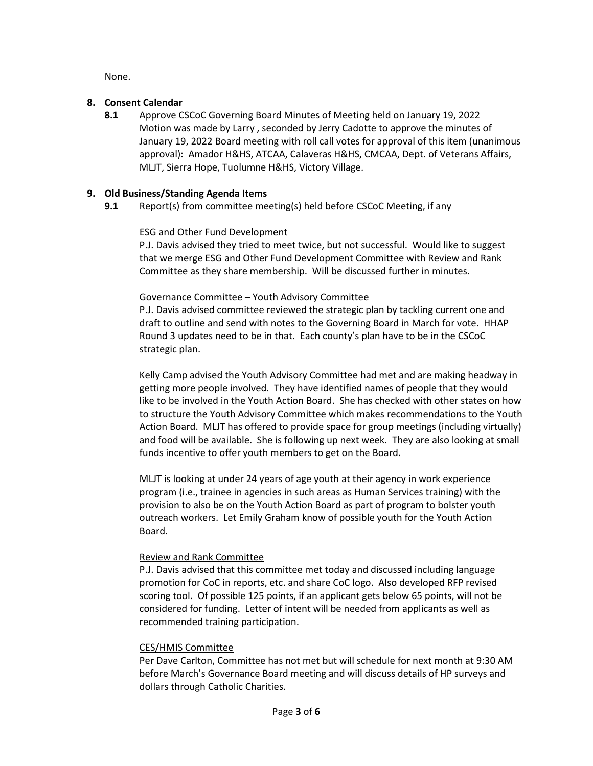None.

**8. Consent Calendar**

**8.1** Approve CSCoC Governing Board Minutes of Meeting held on January 19, 2022
Motion was made by Larry , seconded by Jerry Cadotte to approve the minutes of January 19, 2022 Board meeting with roll call votes for approval of this item (unanimous approval): Amador H&HS, ATCAA, Calaveras H&HS, CMCAA, Dept. of Veterans Affairs, MLJT, Sierra Hope, Tuolumne H&HS, Victory Village.

**9. Old Business/Standing Agenda Items**

**9.1** Report(s) from committee meeting(s) held before CSCoC Meeting, if any

<u>ESG and Other Fund Development</u>
P.J. Davis advised they tried to meet twice, but not successful. Would like to suggest that we merge ESG and Other Fund Development Committee with Review and Rank Committee as they share membership. Will be discussed further in minutes.

<u>Governance Committee – Youth Advisory Committee</u>
P.J. Davis advised committee reviewed the strategic plan by tackling current one and draft to outline and send with notes to the Governing Board in March for vote. HHAP Round 3 updates need to be in that. Each county's plan have to be in the CSCoC strategic plan.

Kelly Camp advised the Youth Advisory Committee had met and are making headway in getting more people involved. They have identified names of people that they would like to be involved in the Youth Action Board. She has checked with other states on how to structure the Youth Advisory Committee which makes recommendations to the Youth Action Board. MLJT has offered to provide space for group meetings (including virtually) and food will be available. She is following up next week. They are also looking at small funds incentive to offer youth members to get on the Board.

MLJT is looking at under 24 years of age youth at their agency in work experience program (i.e., trainee in agencies in such areas as Human Services training) with the provision to also be on the Youth Action Board as part of program to bolster youth outreach workers. Let Emily Graham know of possible youth for the Youth Action Board.

<u>Review and Rank Committee</u>
P.J. Davis advised that this committee met today and discussed including language promotion for CoC in reports, etc. and share CoC logo. Also developed RFP revised scoring tool. Of possible 125 points, if an applicant gets below 65 points, will not be considered for funding. Letter of intent will be needed from applicants as well as recommended training participation.

<u>CES/HMIS Committee</u>
Per Dave Carlton, Committee has not met but will schedule for next month at 9:30 AM before March's Governance Board meeting and will discuss details of HP surveys and dollars through Catholic Charities.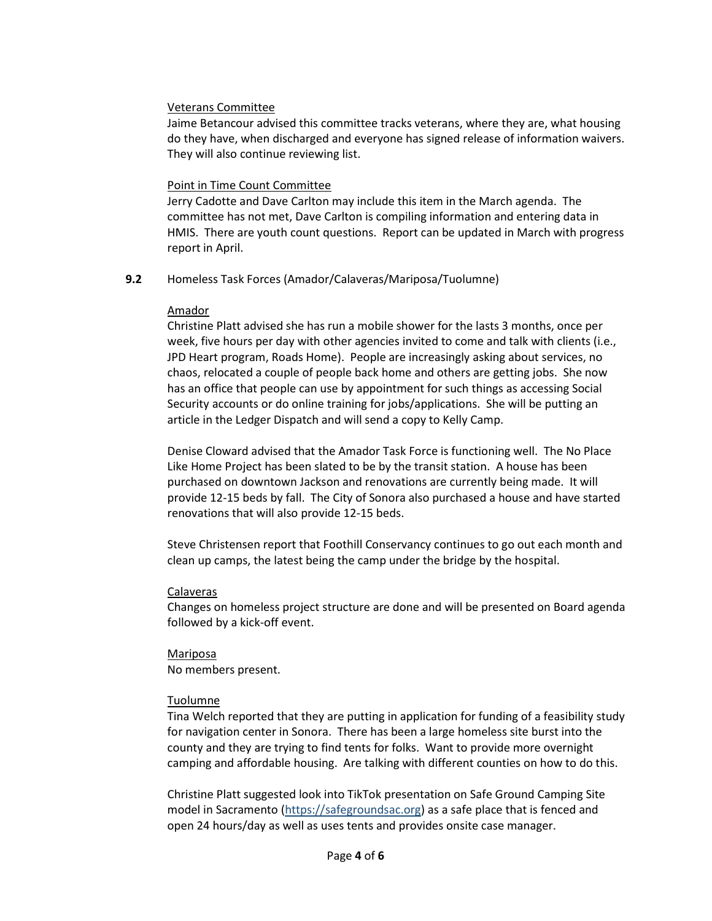Veterans Committee

Jaime Betancour advised this committee tracks veterans, where they are, what housing do they have, when discharged and everyone has signed release of information waivers. They will also continue reviewing list.

Point in Time Count Committee

Jerry Cadotte and Dave Carlton may include this item in the March agenda. The committee has not met, Dave Carlton is compiling information and entering data in HMIS. There are youth count questions. Report can be updated in March with progress report in April.

**9.2** Homeless Task Forces (Amador/Calaveras/Mariposa/Tuolumne)

Amador

Christine Platt advised she has run a mobile shower for the lasts 3 months, once per week, five hours per day with other agencies invited to come and talk with clients (i.e., JPD Heart program, Roads Home). People are increasingly asking about services, no chaos, relocated a couple of people back home and others are getting jobs. She now has an office that people can use by appointment for such things as accessing Social Security accounts or do online training for jobs/applications. She will be putting an article in the Ledger Dispatch and will send a copy to Kelly Camp.

Denise Cloward advised that the Amador Task Force is functioning well. The No Place Like Home Project has been slated to be by the transit station. A house has been purchased on downtown Jackson and renovations are currently being made. It will provide 12-15 beds by fall. The City of Sonora also purchased a house and have started renovations that will also provide 12-15 beds.

Steve Christensen report that Foothill Conservancy continues to go out each month and clean up camps, the latest being the camp under the bridge by the hospital.

Calaveras

Changes on homeless project structure are done and will be presented on Board agenda followed by a kick-off event.

Mariposa

No members present.

Tuolumne

Tina Welch reported that they are putting in application for funding of a feasibility study for navigation center in Sonora. There has been a large homeless site burst into the county and they are trying to find tents for folks. Want to provide more overnight camping and affordable housing. Are talking with different counties on how to do this.

Christine Platt suggested look into TikTok presentation on Safe Ground Camping Site model in Sacramento (https://safegroundsac.org) as a safe place that is fenced and open 24 hours/day as well as uses tents and provides onsite case manager.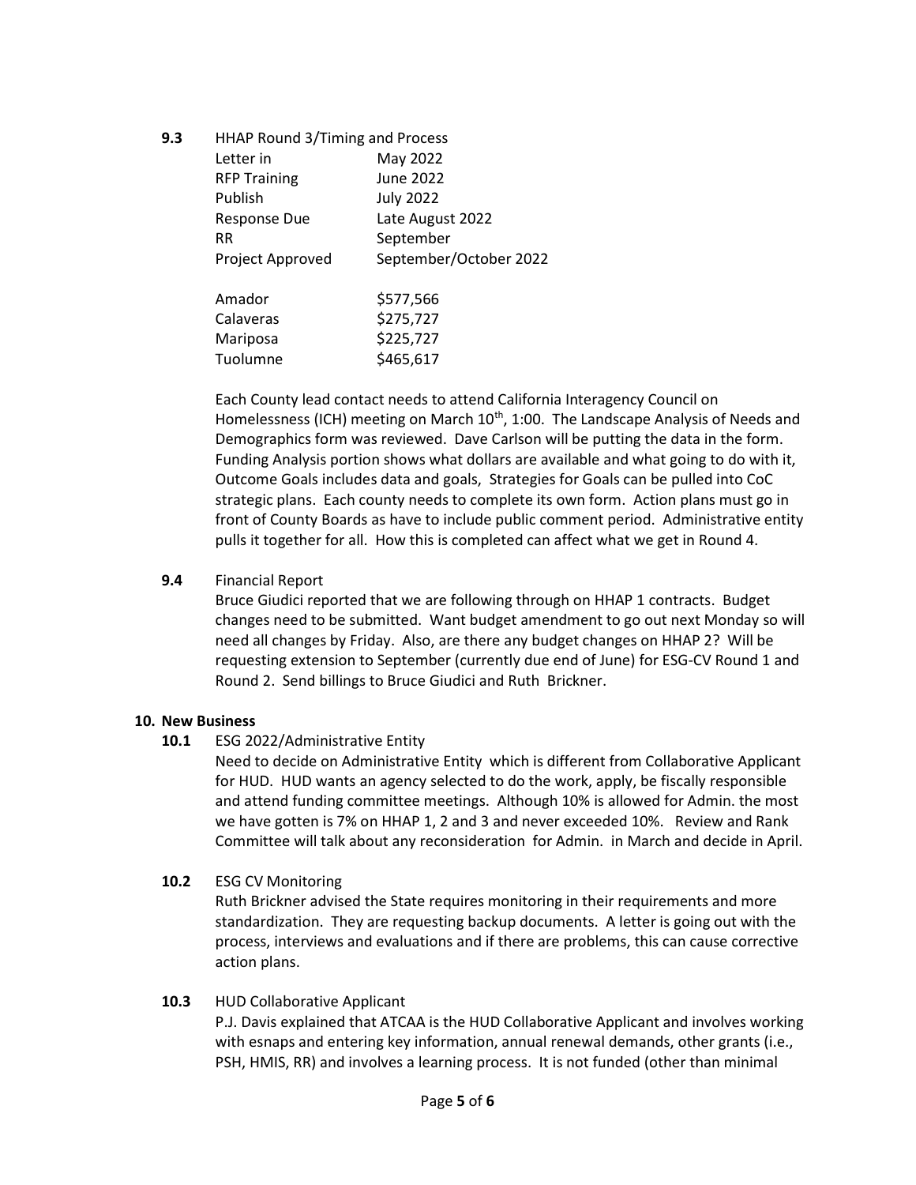**9.3** HHAP Round 3/Timing and Process

| | |
|---|---|
| Letter in | May 2022 |
| RFP Training | June 2022 |
| Publish | July 2022 |
| Response Due | Late August 2022 |
| RR | September |
| Project Approved | September/October 2022 |

| | |
|---|---|
| Amador | $577,566 |
| Calaveras | $275,727 |
| Mariposa | $225,727 |
| Tuolumne | $465,617 |

Each County lead contact needs to attend California Interagency Council on Homelessness (ICH) meeting on March 10th, 1:00. The Landscape Analysis of Needs and Demographics form was reviewed. Dave Carlson will be putting the data in the form. Funding Analysis portion shows what dollars are available and what going to do with it, Outcome Goals includes data and goals, Strategies for Goals can be pulled into CoC strategic plans. Each county needs to complete its own form. Action plans must go in front of County Boards as have to include public comment period. Administrative entity pulls it together for all. How this is completed can affect what we get in Round 4.

**9.4** Financial Report

Bruce Giudici reported that we are following through on HHAP 1 contracts. Budget changes need to be submitted. Want budget amendment to go out next Monday so will need all changes by Friday. Also, are there any budget changes on HHAP 2? Will be requesting extension to September (currently due end of June) for ESG-CV Round 1 and Round 2. Send billings to Bruce Giudici and Ruth Brickner.

**10. New Business**

**10.1** ESG 2022/Administrative Entity

Need to decide on Administrative Entity which is different from Collaborative Applicant for HUD. HUD wants an agency selected to do the work, apply, be fiscally responsible and attend funding committee meetings. Although 10% is allowed for Admin. the most we have gotten is 7% on HHAP 1, 2 and 3 and never exceeded 10%. Review and Rank Committee will talk about any reconsideration for Admin. in March and decide in April.

**10.2** ESG CV Monitoring

Ruth Brickner advised the State requires monitoring in their requirements and more standardization. They are requesting backup documents. A letter is going out with the process, interviews and evaluations and if there are problems, this can cause corrective action plans.

**10.3** HUD Collaborative Applicant

P.J. Davis explained that ATCAA is the HUD Collaborative Applicant and involves working with esnaps and entering key information, annual renewal demands, other grants (i.e., PSH, HMIS, RR) and involves a learning process. It is not funded (other than minimal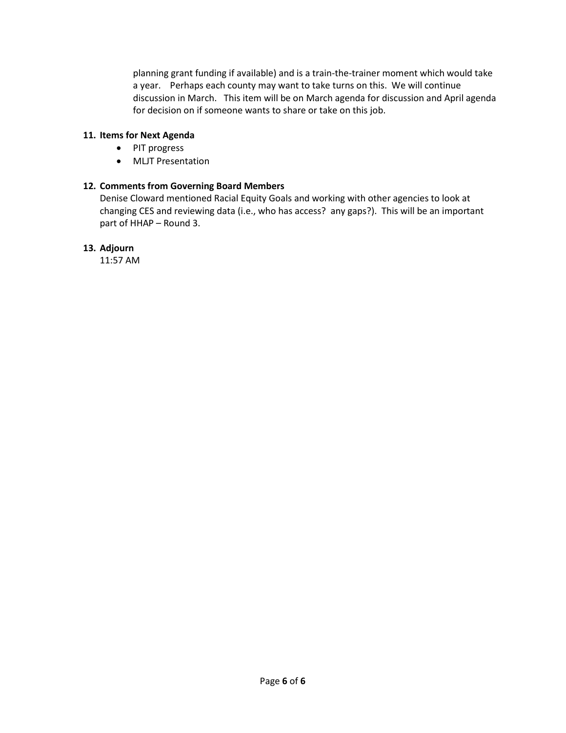planning grant funding if available) and is a train-the-trainer moment which would take a year. Perhaps each county may want to take turns on this. We will continue discussion in March. This item will be on March agenda for discussion and April agenda for decision on if someone wants to share or take on this job.

**11. Items for Next Agenda**

- PIT progress
- MLJT Presentation

**12. Comments from Governing Board Members**

Denise Cloward mentioned Racial Equity Goals and working with other agencies to look at changing CES and reviewing data (i.e., who has access? any gaps?). This will be an important part of HHAP – Round 3.

**13. Adjourn**

11:57 AM